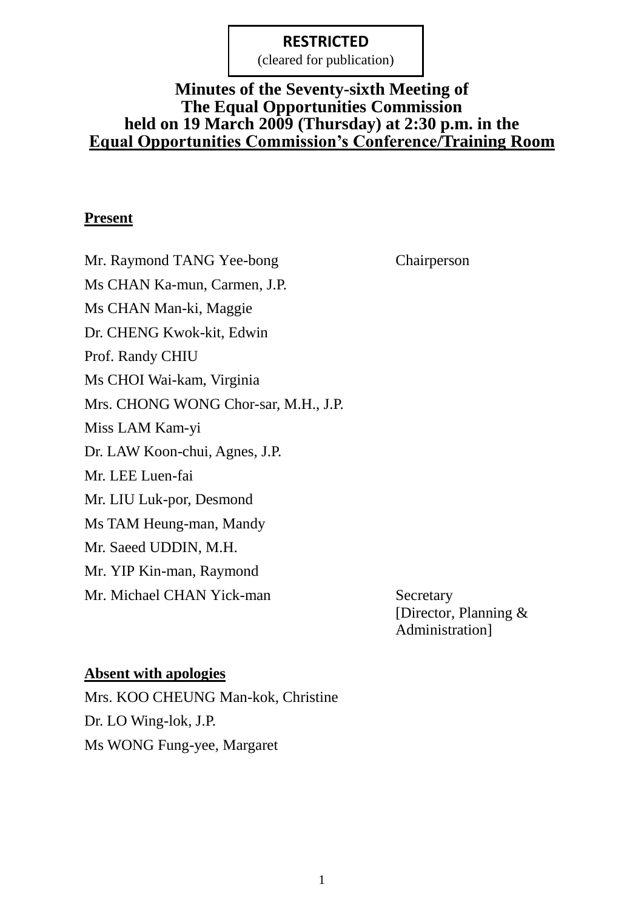**RESTRICTED**
(cleared for publication)

# Minutes of the Seventy-sixth Meeting of The Equal Opportunities Commission held on 19 March 2009 (Thursday) at 2:30 p.m. in the Equal Opportunities Commission's Conference/Training Room

**Present**

| | |
|---|---|
| Mr. Raymond TANG Yee-bong | Chairperson |
| Ms CHAN Ka-mun, Carmen, J.P. | |
| Ms CHAN Man-ki, Maggie | |
| Dr. CHENG Kwok-kit, Edwin | |
| Prof. Randy CHIU | |
| Ms CHOI Wai-kam, Virginia | |
| Mrs. CHONG WONG Chor-sar, M.H., J.P. | |
| Miss LAM Kam-yi | |
| Dr. LAW Koon-chui, Agnes, J.P. | |
| Mr. LEE Luen-fai | |
| Mr. LIU Luk-por, Desmond | |
| Ms TAM Heung-man, Mandy | |
| Mr. Saeed UDDIN, M.H. | |
| Mr. YIP Kin-man, Raymond | |
| Mr. Michael CHAN Yick-man | Secretary [Director, Planning & Administration] |

**Absent with apologies**

Mrs. KOO CHEUNG Man-kok, Christine
Dr. LO Wing-lok, J.P.
Ms WONG Fung-yee, Margaret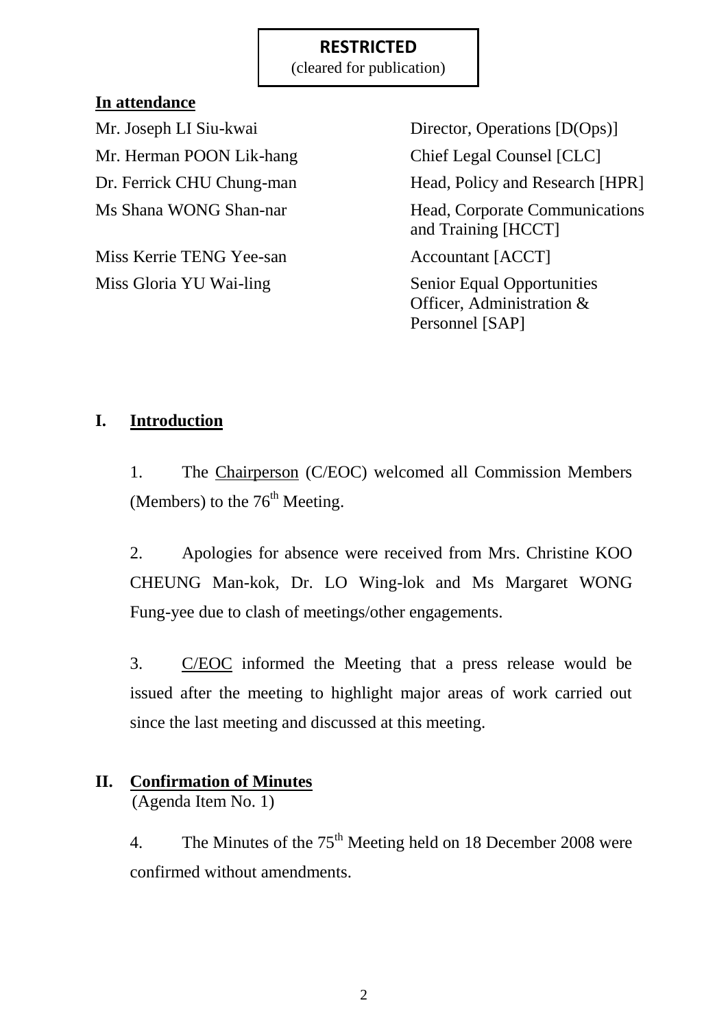**RESTRICTED**
(cleared for publication)

**In attendance**

| | |
|---|---|
| Mr. Joseph LI Siu-kwai | Director, Operations [D(Ops)] |
| Mr. Herman POON Lik-hang | Chief Legal Counsel [CLC] |
| Dr. Ferrick CHU Chung-man | Head, Policy and Research [HPR] |
| Ms Shana WONG Shan-nar | Head, Corporate Communications and Training [HCCT] |
| Miss Kerrie TENG Yee-san | Accountant [ACCT] |
| Miss Gloria YU Wai-ling | Senior Equal Opportunities Officer, Administration & Personnel [SAP] |

## I. Introduction

1. The Chairperson (C/EOC) welcomed all Commission Members (Members) to the 76th Meeting.

2. Apologies for absence were received from Mrs. Christine KOO CHEUNG Man-kok, Dr. LO Wing-lok and Ms Margaret WONG Fung-yee due to clash of meetings/other engagements.

3. C/EOC informed the Meeting that a press release would be issued after the meeting to highlight major areas of work carried out since the last meeting and discussed at this meeting.

## II. Confirmation of Minutes

(Agenda Item No. 1)

4. The Minutes of the 75th Meeting held on 18 December 2008 were confirmed without amendments.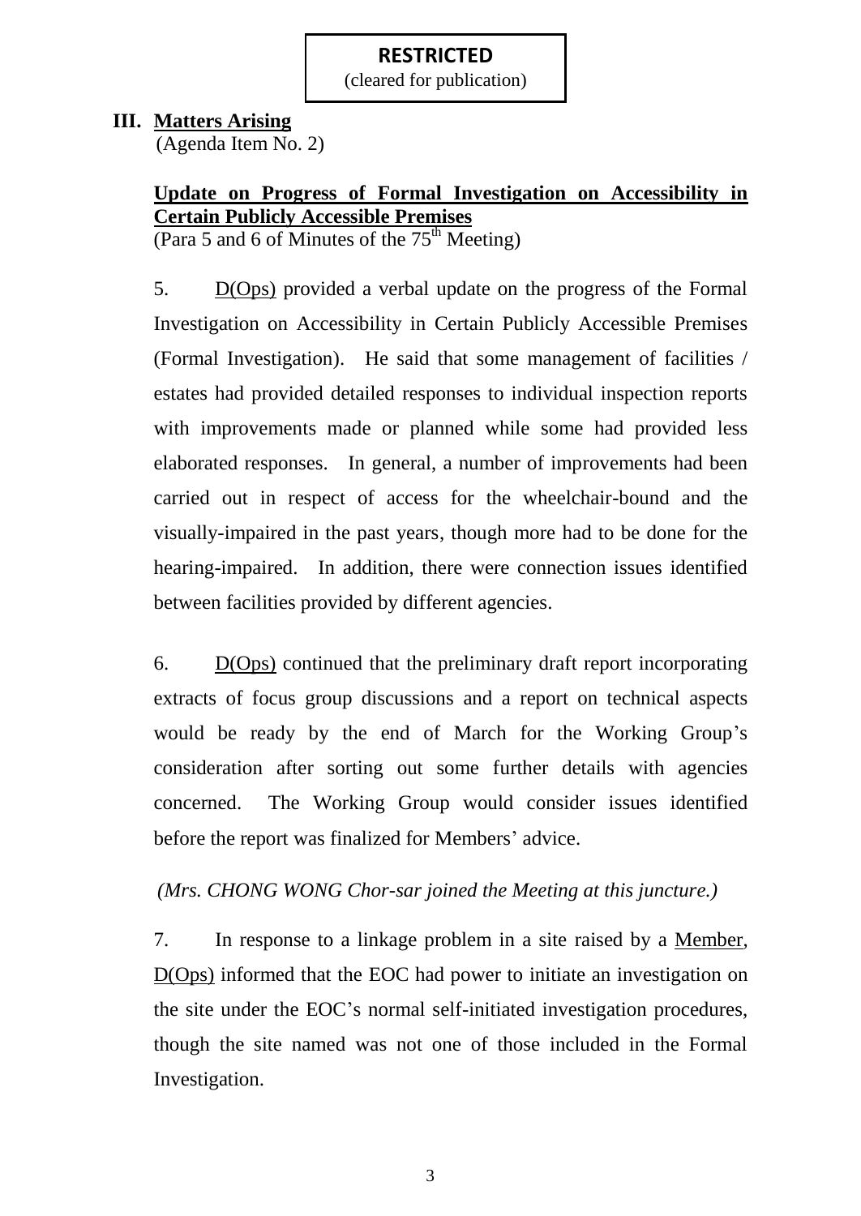**RESTRICTED**
(cleared for publication)

## III. Matters Arising

(Agenda Item No. 2)

### Update on Progress of Formal Investigation on Accessibility in Certain Publicly Accessible Premises

(Para 5 and 6 of Minutes of the 75th Meeting)

5. D(Ops) provided a verbal update on the progress of the Formal Investigation on Accessibility in Certain Publicly Accessible Premises (Formal Investigation). He said that some management of facilities / estates had provided detailed responses to individual inspection reports with improvements made or planned while some had provided less elaborated responses. In general, a number of improvements had been carried out in respect of access for the wheelchair-bound and the visually-impaired in the past years, though more had to be done for the hearing-impaired. In addition, there were connection issues identified between facilities provided by different agencies.

6. D(Ops) continued that the preliminary draft report incorporating extracts of focus group discussions and a report on technical aspects would be ready by the end of March for the Working Group's consideration after sorting out some further details with agencies concerned. The Working Group would consider issues identified before the report was finalized for Members' advice.

*(Mrs. CHONG WONG Chor-sar joined the Meeting at this juncture.)*

7. In response to a linkage problem in a site raised by a Member, D(Ops) informed that the EOC had power to initiate an investigation on the site under the EOC's normal self-initiated investigation procedures, though the site named was not one of those included in the Formal Investigation.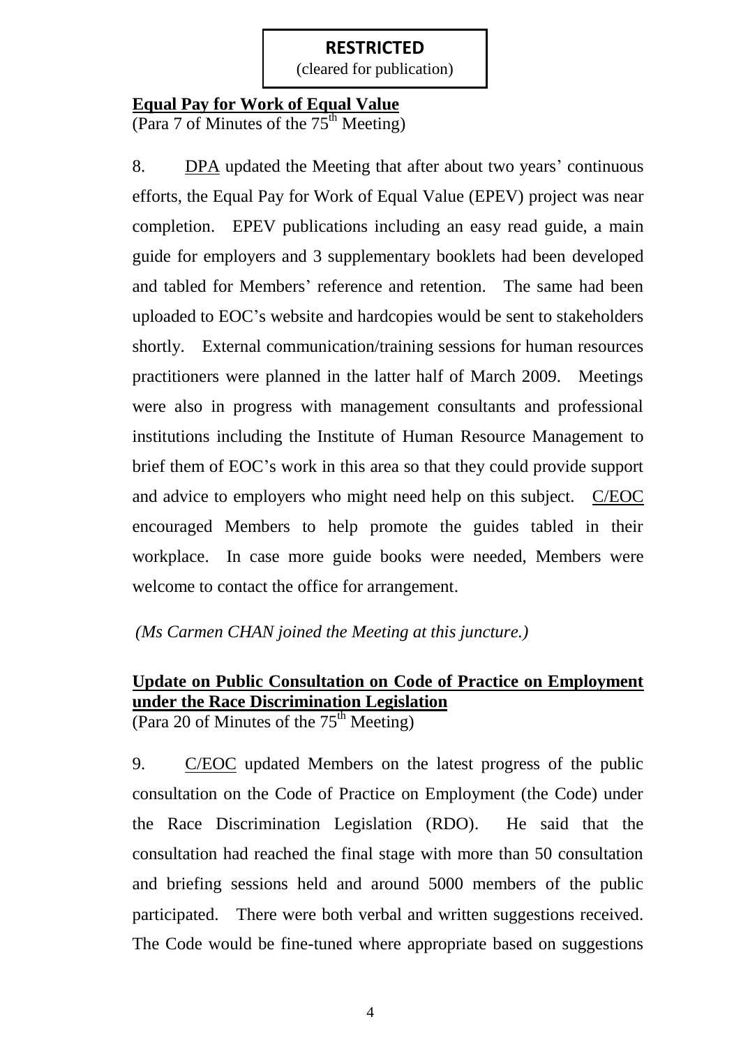**RESTRICTED**
(cleared for publication)

**Equal Pay for Work of Equal Value**
(Para 7 of Minutes of the 75th Meeting)

8. DPA updated the Meeting that after about two years' continuous efforts, the Equal Pay for Work of Equal Value (EPEV) project was near completion. EPEV publications including an easy read guide, a main guide for employers and 3 supplementary booklets had been developed and tabled for Members' reference and retention. The same had been uploaded to EOC's website and hardcopies would be sent to stakeholders shortly. External communication/training sessions for human resources practitioners were planned in the latter half of March 2009. Meetings were also in progress with management consultants and professional institutions including the Institute of Human Resource Management to brief them of EOC's work in this area so that they could provide support and advice to employers who might need help on this subject. C/EOC encouraged Members to help promote the guides tabled in their workplace. In case more guide books were needed, Members were welcome to contact the office for arrangement.

*(Ms Carmen CHAN joined the Meeting at this juncture.)*

**Update on Public Consultation on Code of Practice on Employment under the Race Discrimination Legislation**
(Para 20 of Minutes of the 75th Meeting)

9. C/EOC updated Members on the latest progress of the public consultation on the Code of Practice on Employment (the Code) under the Race Discrimination Legislation (RDO). He said that the consultation had reached the final stage with more than 50 consultation and briefing sessions held and around 5000 members of the public participated. There were both verbal and written suggestions received. The Code would be fine-tuned where appropriate based on suggestions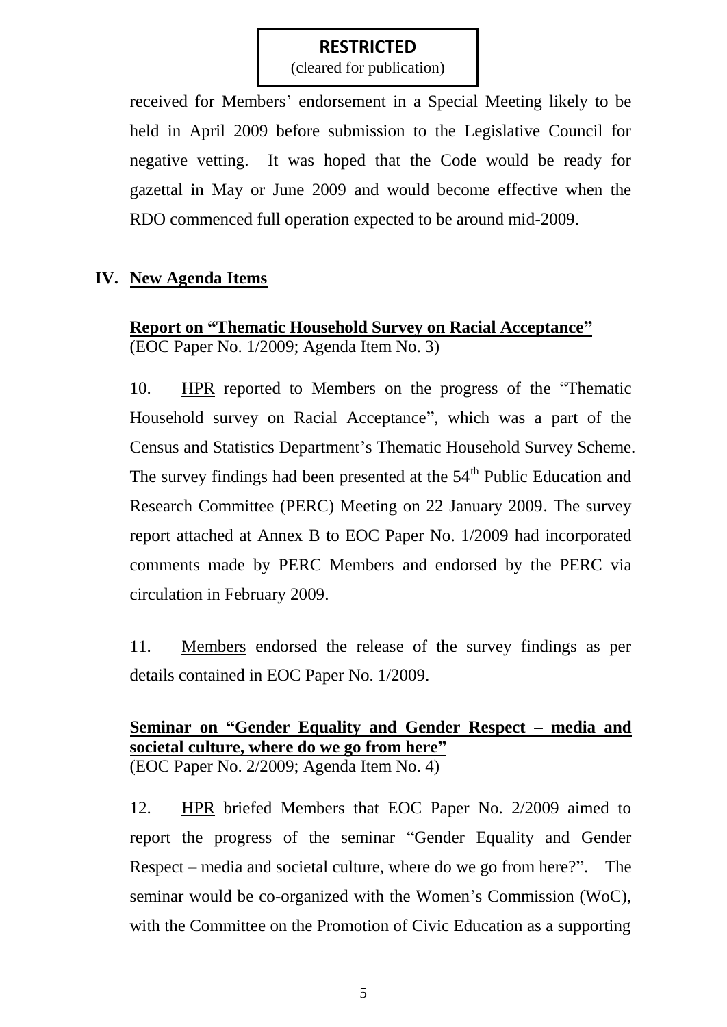received for Members' endorsement in a Special Meeting likely to be held in April 2009 before submission to the Legislative Council for negative vetting. It was hoped that the Code would be ready for gazettal in May or June 2009 and would become effective when the RDO commenced full operation expected to be around mid-2009.

## IV. New Agenda Items

**Report on "Thematic Household Survey on Racial Acceptance"**
(EOC Paper No. 1/2009; Agenda Item No. 3)

10. HPR reported to Members on the progress of the "Thematic Household survey on Racial Acceptance", which was a part of the Census and Statistics Department's Thematic Household Survey Scheme. The survey findings had been presented at the 54th Public Education and Research Committee (PERC) Meeting on 22 January 2009. The survey report attached at Annex B to EOC Paper No. 1/2009 had incorporated comments made by PERC Members and endorsed by the PERC via circulation in February 2009.

11. Members endorsed the release of the survey findings as per details contained in EOC Paper No. 1/2009.

**Seminar on "Gender Equality and Gender Respect – media and societal culture, where do we go from here"**
(EOC Paper No. 2/2009; Agenda Item No. 4)

12. HPR briefed Members that EOC Paper No. 2/2009 aimed to report the progress of the seminar "Gender Equality and Gender Respect – media and societal culture, where do we go from here?". The seminar would be co-organized with the Women's Commission (WoC), with the Committee on the Promotion of Civic Education as a supporting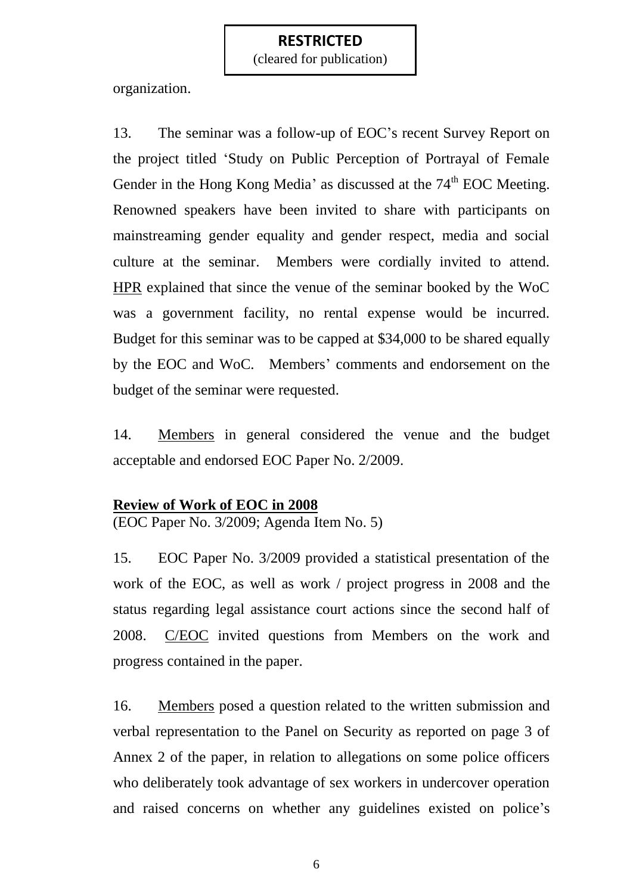organization.

13. The seminar was a follow-up of EOC's recent Survey Report on the project titled 'Study on Public Perception of Portrayal of Female Gender in the Hong Kong Media' as discussed at the 74th EOC Meeting. Renowned speakers have been invited to share with participants on mainstreaming gender equality and gender respect, media and social culture at the seminar. Members were cordially invited to attend. HPR explained that since the venue of the seminar booked by the WoC was a government facility, no rental expense would be incurred. Budget for this seminar was to be capped at $34,000 to be shared equally by the EOC and WoC. Members' comments and endorsement on the budget of the seminar were requested.

14. Members in general considered the venue and the budget acceptable and endorsed EOC Paper No. 2/2009.

**Review of Work of EOC in 2008**
(EOC Paper No. 3/2009; Agenda Item No. 5)

15. EOC Paper No. 3/2009 provided a statistical presentation of the work of the EOC, as well as work / project progress in 2008 and the status regarding legal assistance court actions since the second half of 2008. C/EOC invited questions from Members on the work and progress contained in the paper.

16. Members posed a question related to the written submission and verbal representation to the Panel on Security as reported on page 3 of Annex 2 of the paper, in relation to allegations on some police officers who deliberately took advantage of sex workers in undercover operation and raised concerns on whether any guidelines existed on police's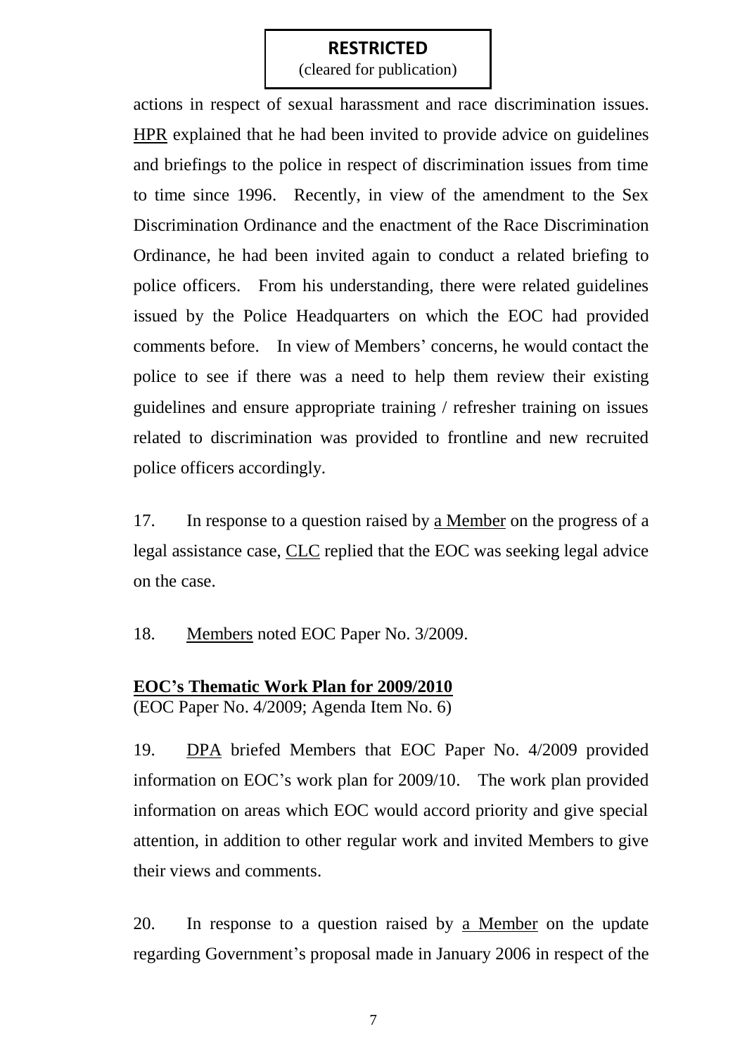actions in respect of sexual harassment and race discrimination issues. HPR explained that he had been invited to provide advice on guidelines and briefings to the police in respect of discrimination issues from time to time since 1996. Recently, in view of the amendment to the Sex Discrimination Ordinance and the enactment of the Race Discrimination Ordinance, he had been invited again to conduct a related briefing to police officers. From his understanding, there were related guidelines issued by the Police Headquarters on which the EOC had provided comments before. In view of Members' concerns, he would contact the police to see if there was a need to help them review their existing guidelines and ensure appropriate training / refresher training on issues related to discrimination was provided to frontline and new recruited police officers accordingly.

17. In response to a question raised by a Member on the progress of a legal assistance case, CLC replied that the EOC was seeking legal advice on the case.

18. Members noted EOC Paper No. 3/2009.

**EOC's Thematic Work Plan for 2009/2010**
(EOC Paper No. 4/2009; Agenda Item No. 6)

19. DPA briefed Members that EOC Paper No. 4/2009 provided information on EOC's work plan for 2009/10. The work plan provided information on areas which EOC would accord priority and give special attention, in addition to other regular work and invited Members to give their views and comments.

20. In response to a question raised by a Member on the update regarding Government's proposal made in January 2006 in respect of the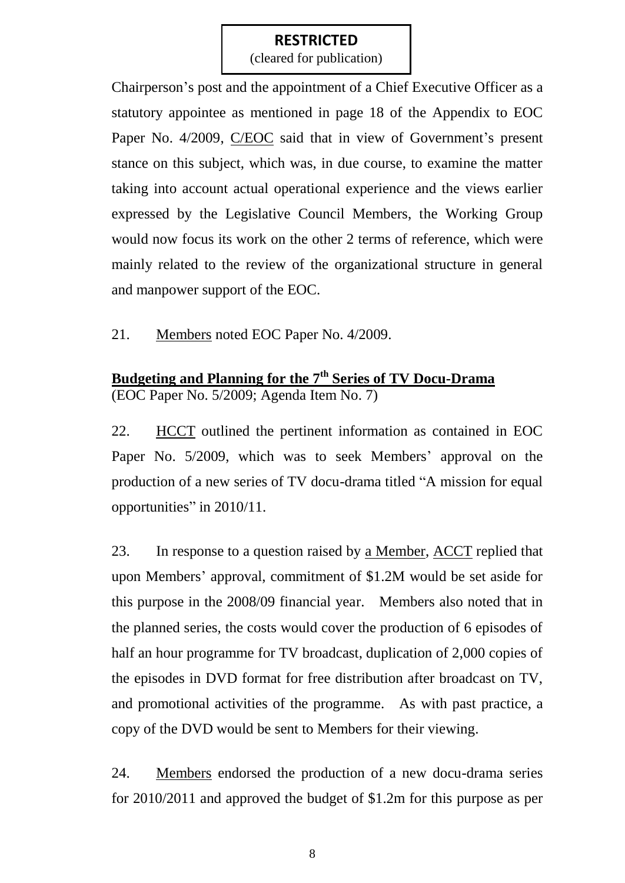Chairperson's post and the appointment of a Chief Executive Officer as a statutory appointee as mentioned in page 18 of the Appendix to EOC Paper No. 4/2009, C/EOC said that in view of Government's present stance on this subject, which was, in due course, to examine the matter taking into account actual operational experience and the views earlier expressed by the Legislative Council Members, the Working Group would now focus its work on the other 2 terms of reference, which were mainly related to the review of the organizational structure in general and manpower support of the EOC.

21. Members noted EOC Paper No. 4/2009.

**Budgeting and Planning for the 7th Series of TV Docu-Drama**
(EOC Paper No. 5/2009; Agenda Item No. 7)

22. HCCT outlined the pertinent information as contained in EOC Paper No. 5/2009, which was to seek Members' approval on the production of a new series of TV docu-drama titled "A mission for equal opportunities" in 2010/11.

23. In response to a question raised by a Member, ACCT replied that upon Members' approval, commitment of \$1.2M would be set aside for this purpose in the 2008/09 financial year. Members also noted that in the planned series, the costs would cover the production of 6 episodes of half an hour programme for TV broadcast, duplication of 2,000 copies of the episodes in DVD format for free distribution after broadcast on TV, and promotional activities of the programme. As with past practice, a copy of the DVD would be sent to Members for their viewing.

24. Members endorsed the production of a new docu-drama series for 2010/2011 and approved the budget of \$1.2m for this purpose as per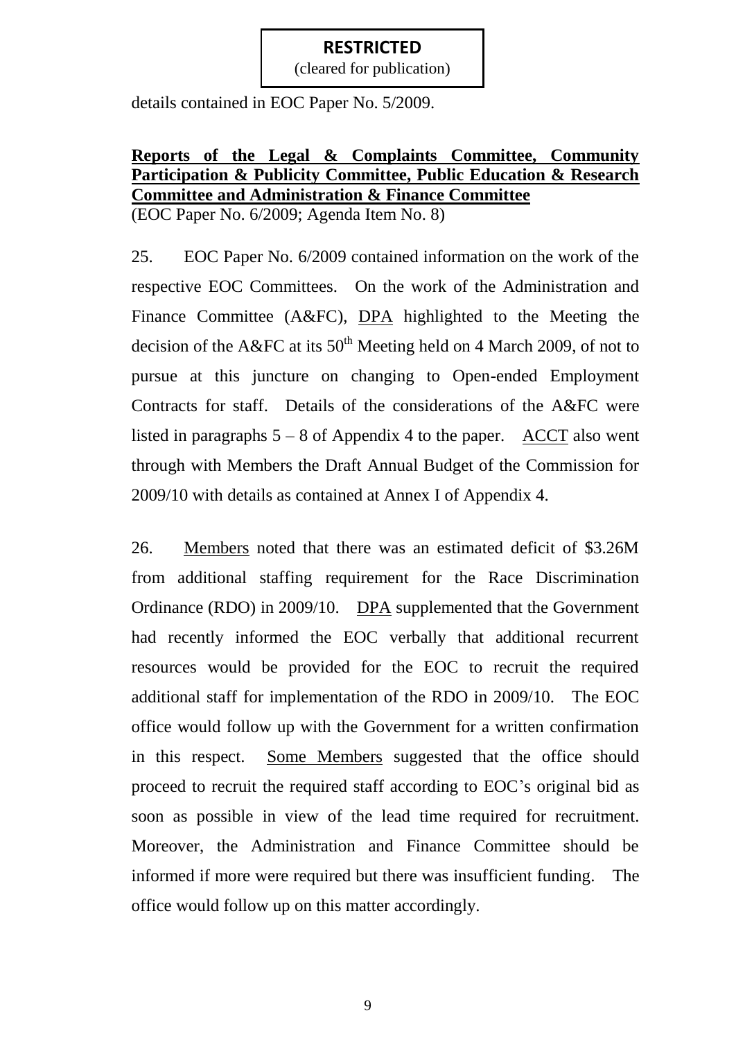**RESTRICTED**
(cleared for publication)

details contained in EOC Paper No. 5/2009.

**Reports of the Legal & Complaints Committee, Community Participation & Publicity Committee, Public Education & Research Committee and Administration & Finance Committee**
(EOC Paper No. 6/2009; Agenda Item No. 8)

25. EOC Paper No. 6/2009 contained information on the work of the respective EOC Committees. On the work of the Administration and Finance Committee (A&FC), DPA highlighted to the Meeting the decision of the A&FC at its 50th Meeting held on 4 March 2009, of not to pursue at this juncture on changing to Open-ended Employment Contracts for staff. Details of the considerations of the A&FC were listed in paragraphs 5 – 8 of Appendix 4 to the paper. ACCT also went through with Members the Draft Annual Budget of the Commission for 2009/10 with details as contained at Annex I of Appendix 4.

26. Members noted that there was an estimated deficit of $3.26M from additional staffing requirement for the Race Discrimination Ordinance (RDO) in 2009/10. DPA supplemented that the Government had recently informed the EOC verbally that additional recurrent resources would be provided for the EOC to recruit the required additional staff for implementation of the RDO in 2009/10. The EOC office would follow up with the Government for a written confirmation in this respect. Some Members suggested that the office should proceed to recruit the required staff according to EOC's original bid as soon as possible in view of the lead time required for recruitment. Moreover, the Administration and Finance Committee should be informed if more were required but there was insufficient funding. The office would follow up on this matter accordingly.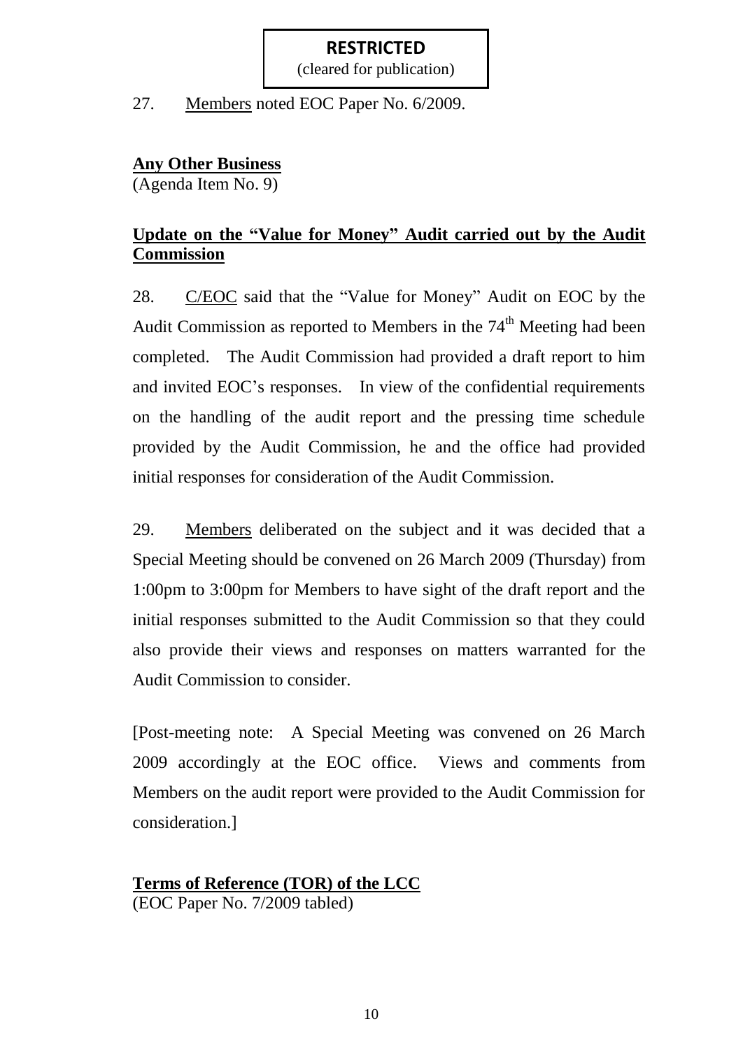**RESTRICTED**
(cleared for publication)

27. Members noted EOC Paper No. 6/2009.

**Any Other Business**
(Agenda Item No. 9)

**Update on the "Value for Money" Audit carried out by the Audit Commission**

28. C/EOC said that the "Value for Money" Audit on EOC by the Audit Commission as reported to Members in the 74th Meeting had been completed. The Audit Commission had provided a draft report to him and invited EOC's responses. In view of the confidential requirements on the handling of the audit report and the pressing time schedule provided by the Audit Commission, he and the office had provided initial responses for consideration of the Audit Commission.

29. Members deliberated on the subject and it was decided that a Special Meeting should be convened on 26 March 2009 (Thursday) from 1:00pm to 3:00pm for Members to have sight of the draft report and the initial responses submitted to the Audit Commission so that they could also provide their views and responses on matters warranted for the Audit Commission to consider.

[Post-meeting note: A Special Meeting was convened on 26 March 2009 accordingly at the EOC office. Views and comments from Members on the audit report were provided to the Audit Commission for consideration.]

**Terms of Reference (TOR) of the LCC**
(EOC Paper No. 7/2009 tabled)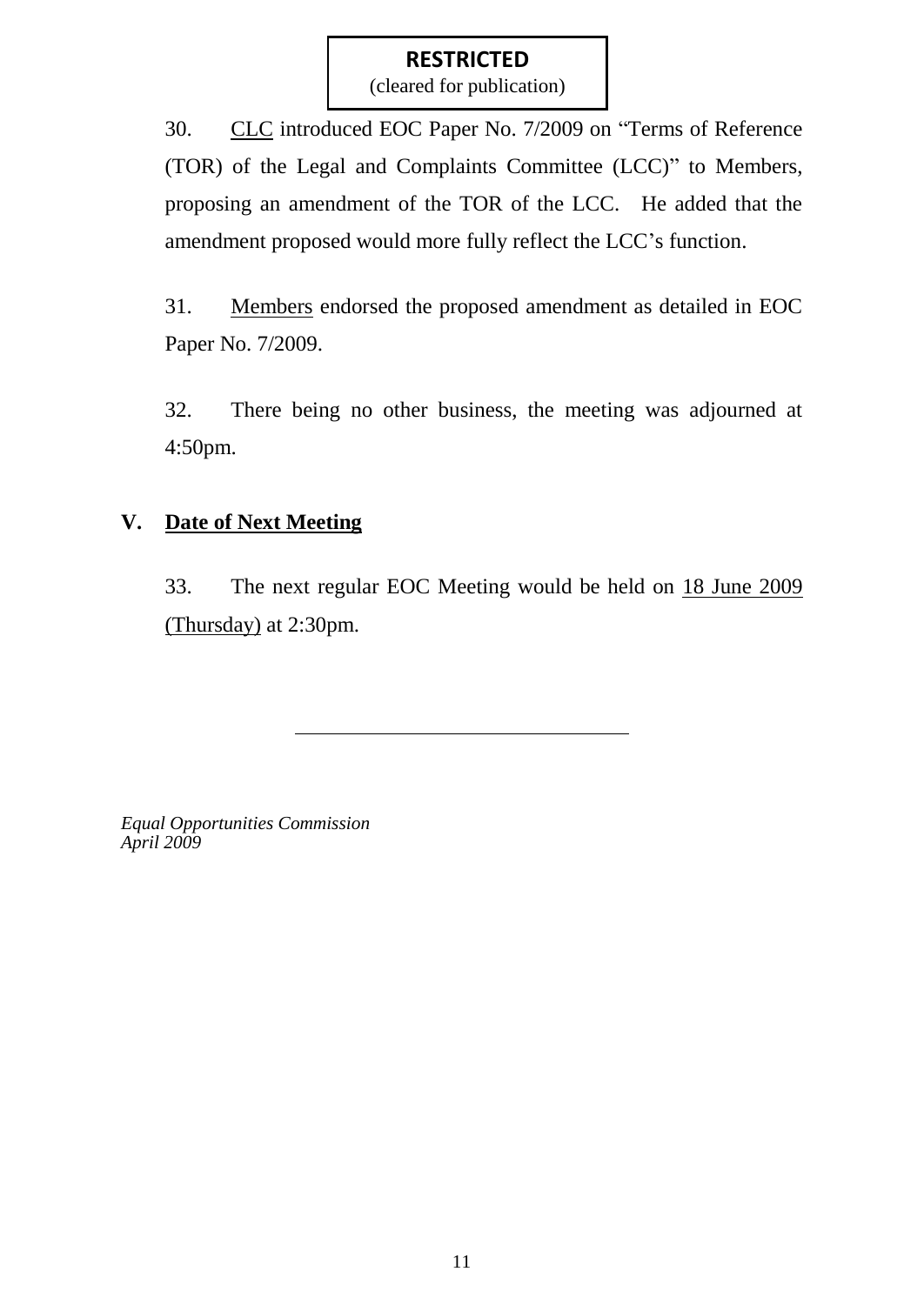**RESTRICTED**
(cleared for publication)

30. CLC introduced EOC Paper No. 7/2009 on "Terms of Reference (TOR) of the Legal and Complaints Committee (LCC)" to Members, proposing an amendment of the TOR of the LCC. He added that the amendment proposed would more fully reflect the LCC's function.

31. Members endorsed the proposed amendment as detailed in EOC Paper No. 7/2009.

32. There being no other business, the meeting was adjourned at 4:50pm.

## V. Date of Next Meeting

33. The next regular EOC Meeting would be held on 18 June 2009 (Thursday) at 2:30pm.

---

*Equal Opportunities Commission*
*April 2009*